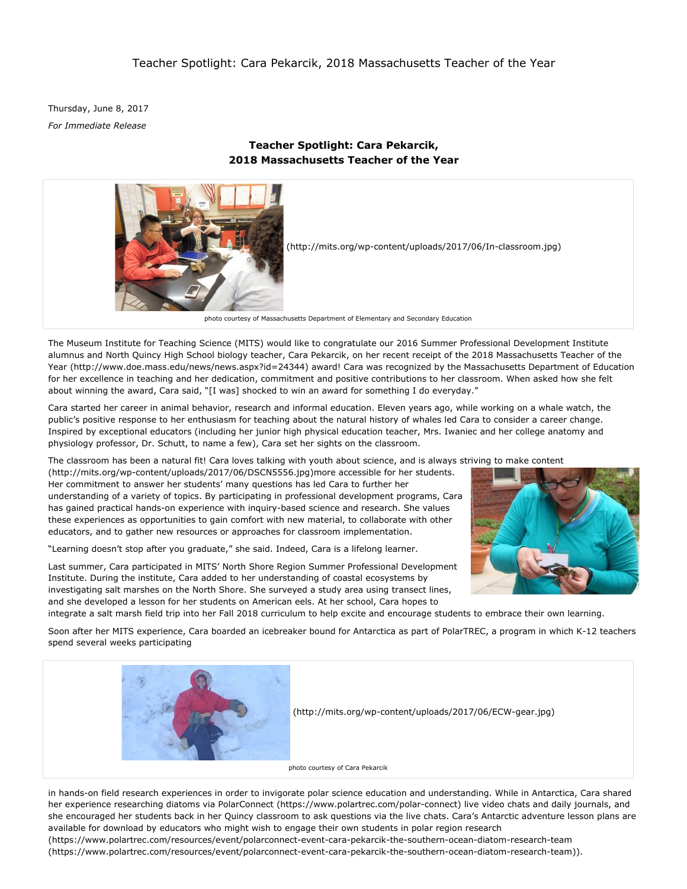Teacher Spotlight: Cara Pekarcik, 2018 Massachusetts Teacher of the Year

Thursday, June 8, 2017

*For Immediate Release*

## Teacher Spotlight: Cara Pekarcik, 2018 Massachusetts Teacher of the Year

(http://mits.org/wp-content/uploads/2017/06/In-classroom.jpg)

photo courtesy of Massachusetts Department of Elementary and Secondary Education

The Museum Institute for Teaching Science (MITS) would like to congratulate our 2016 Summer Professional Development Institute alumnus and North Quincy High School biology teacher, Cara Pekarcik, on her recent receipt of the 2018 Massachusetts Teacher of the Year (http://www.doe.mass.edu/news/news.aspx?id=24344) award! Cara was recognized by the Massachusetts Department of Education for her excellence in teaching and her dedication, commitment and positive contributions to her classroom. When asked how she felt about winning the award, Cara said, "[I was] shocked to win an award for something I do everyday."

Cara started her career in animal behavior, research and informal education. Eleven years ago, while working on a whale watch, the public's positive response to her enthusiasm for teaching about the natural history of whales led Cara to consider a career change. Inspired by exceptional educators (including her junior high physical education teacher, Mrs. Iwaniec and her college anatomy and physiology professor, Dr. Schutt, to name a few), Cara set her sights on the classroom.

The classroom has been a natural fit! Cara loves talking with youth about science, and is always striving to make content (http://mits.org/wp-content/uploads/2017/06/DSCN5556.jpg)more accessible for her students. Her commitment to answer her students' many questions has led Cara to further her understanding of a variety of topics. By participating in professional development programs, Cara has gained practical hands-on experience with inquiry-based science and research. She values these experiences as opportunities to gain comfort with new material, to collaborate with other educators, and to gather new resources or approaches for classroom implementation.

"Learning doesn't stop after you graduate," she said. Indeed, Cara is a lifelong learner.

Last summer, Cara participated in MITS' North Shore Region Summer Professional Development Institute. During the institute, Cara added to her understanding of coastal ecosystems by investigating salt marshes on the North Shore. She surveyed a study area using transect lines, and she developed a lesson for her students on American eels. At her school, Cara hopes to integrate a salt marsh field trip into her Fall 2018 curriculum to help excite and encourage students to embrace their own learning.

Soon after her MITS experience, Cara boarded an icebreaker bound for Antarctica as part of PolarTREC, a program in which K-12 teachers spend several weeks participating in hands-on field research experiences in order to invigorate polar science education and understanding. While in Antarctica, Cara shared her experience researching diatoms via PolarConnect (https://www.polartrec.com/polar-connect) live video chats and daily journals, and she encouraged her students back in her Quincy classroom to ask questions via the live chats. Cara's Antarctic adventure lesson plans are available for download by educators who might wish to engage their own students in polar region research (https://www.polartrec.com/resources/event/polarconnect-event-cara-pekarcik-the-southern-ocean-diatom-research-team (https://www.polartrec.com/resources/event/polarconnect-event-cara-pekarcik-the-southern-ocean-diatom-research-team)).

(http://mits.org/wp-content/uploads/2017/06/ECW-gear.jpg)

photo courtesy of Cara Pekarcik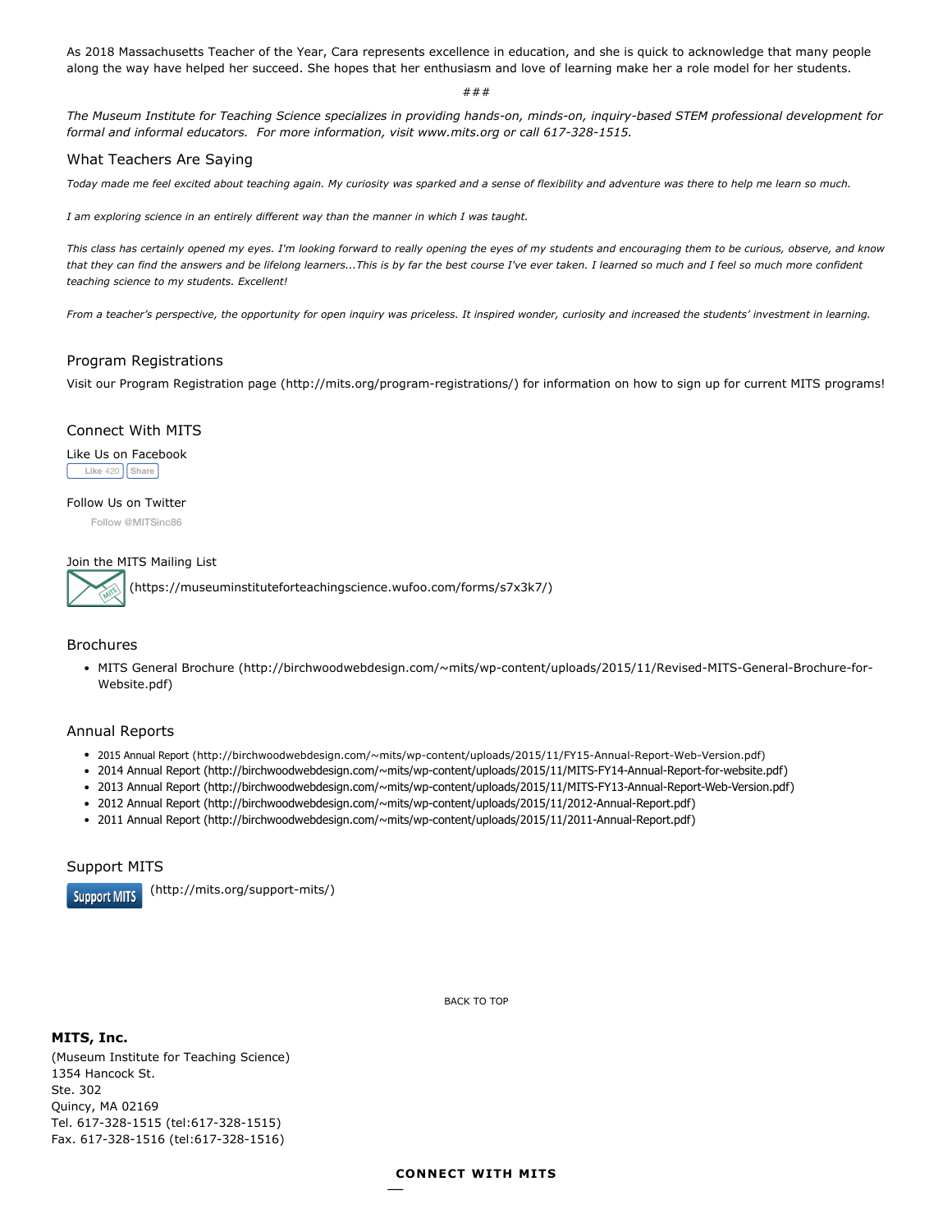As 2018 Massachusetts Teacher of the Year, Cara represents excellence in education, and she is quick to acknowledge that many people along the way have helped her succeed. She hopes that her enthusiasm and love of learning make her a role model for her students.

###

*The Museum Institute for Teaching Science specializes in providing hands-on, minds-on, inquiry-based STEM professional development for formal and informal educators. For more information, visit www.mits.org or call 617-328-1515.*

## What Teachers Are Saying

*Today made me feel excited about teaching again. My curiosity was sparked and a sense of flexibility and adventure was there to help me learn so much.*

*I am exploring science in an entirely different way than the manner in which I was taught.*

*This class has certainly opened my eyes. I'm looking forward to really opening the eyes of my students and encouraging them to be curious, observe, and know that they can find the answers and be lifelong learners...This is by far the best course I've ever taken. I learned so much and I feel so much more confident teaching science to my students. Excellent!*

*From a teacher's perspective, the opportunity for open inquiry was priceless. It inspired wonder, curiosity and increased the students' investment in learning.*

## Program Registrations

Visit our Program Registration page (http://mits.org/program-registrations/) for information on how to sign up for current MITS programs!

## Connect With MITS

Like Us on Facebook

Like 420 Share

Follow Us on Twitter

Follow @MITSinc86

Join the MITS Mailing List

(https://museuminstituteforteachingscience.wufoo.com/forms/s7x3k7/)

## Brochures

- MITS General Brochure (http://birchwoodwebdesign.com/~mits/wp-content/uploads/2015/11/Revised-MITS-General-Brochure-for-Website.pdf)

## Annual Reports

- 2015 Annual Report (http://birchwoodwebdesign.com/~mits/wp-content/uploads/2015/11/FY15-Annual-Report-Web-Version.pdf)
- 2014 Annual Report (http://birchwoodwebdesign.com/~mits/wp-content/uploads/2015/11/MITS-FY14-Annual-Report-for-website.pdf)
- 2013 Annual Report (http://birchwoodwebdesign.com/~mits/wp-content/uploads/2015/11/MITS-FY13-Annual-Report-Web-Version.pdf)
- 2012 Annual Report (http://birchwoodwebdesign.com/~mits/wp-content/uploads/2015/11/2012-Annual-Report.pdf)
- 2011 Annual Report (http://birchwoodwebdesign.com/~mits/wp-content/uploads/2015/11/2011-Annual-Report.pdf)

## Support MITS

Support MITS (http://mits.org/support-mits/)

BACK TO TOP

**MITS, Inc.**
(Museum Institute for Teaching Science)
1354 Hancock St.
Ste. 302
Quincy, MA 02169
Tel. 617-328-1515 (tel:617-328-1515)
Fax. 617-328-1516 (tel:617-328-1516)

**CONNECT WITH MITS**